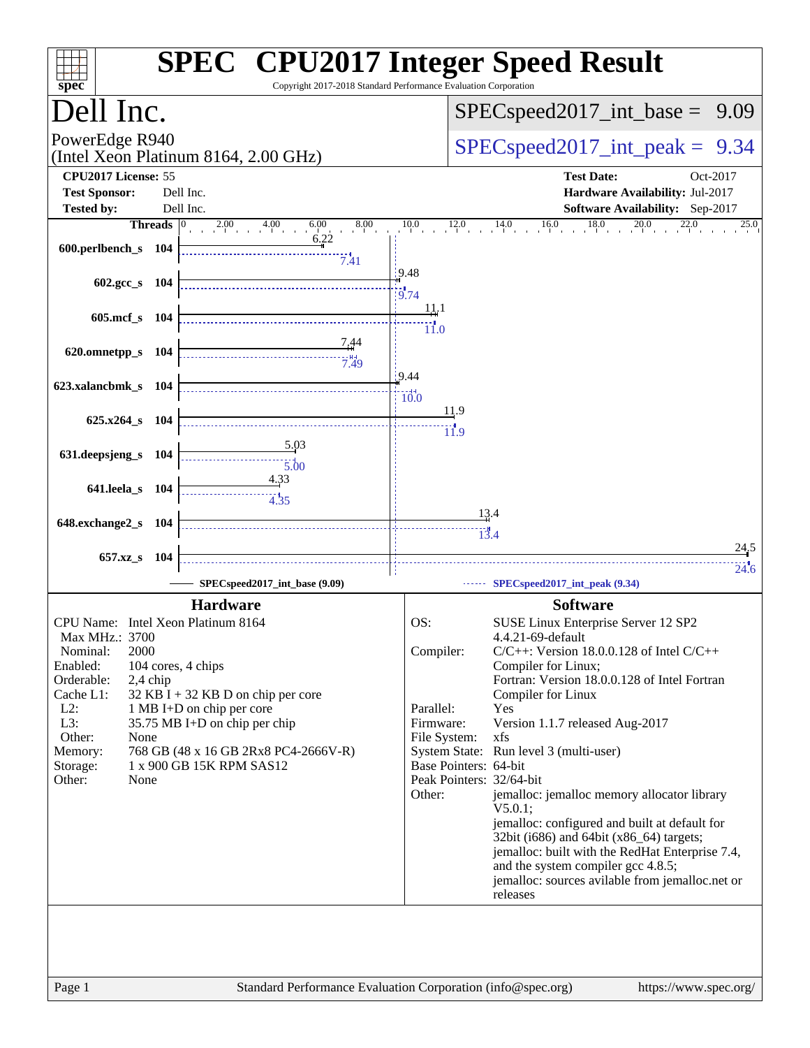# SPEC CPU2017 Integer Speed Result

Copyright 2017-2018 Standard Performance Evaluation Corporation

## Dell Inc.

PowerEdge R940
(Intel Xeon Platinum 8164, 2.00 GHz)

SPECspeed2017_int_base = 9.09

SPECspeed2017_int_peak = 9.34

**CPU2017 License:** 55
**Test Sponsor:** Dell Inc.
**Tested by:** Dell Inc.

**Test Date:** Oct-2017
**Hardware Availability:** Jul-2017
**Software Availability:** Sep-2017

| Benchmark | Threads | Base | Peak |
|---|---|---|---|
| 600.perlbench_s | 104 | 6.22 | 7.41 |
| 602.gcc_s | 104 | 9.48 | 9.74 |
| 605.mcf_s | 104 | 11.1 | 11.0 |
| 620.omnetpp_s | 104 | 7.44 | 7.49 |
| 623.xalancbmk_s | 104 | 9.44 | 10.0 |
| 625.x264_s | 104 | 11.9 | 11.9 |
| 631.deepsjeng_s | 104 | 5.03 | 5.00 |
| 641.leela_s | 104 | 4.33 | 4.35 |
| 648.exchange2_s | 104 | 13.4 | 13.4 |
| 657.xz_s | 104 | 24.5 | 24.6 |

SPECspeed2017_int_base (9.09) — SPECspeed2017_int_peak (9.34)

### Hardware

| | |
|---|---|
| CPU Name: | Intel Xeon Platinum 8164 |
| Max MHz.: | 3700 |
| Nominal: | 2000 |
| Enabled: | 104 cores, 4 chips |
| Orderable: | 2,4 chip |
| Cache L1: | 32 KB I + 32 KB D on chip per core |
| L2: | 1 MB I+D on chip per core |
| L3: | 35.75 MB I+D on chip per chip |
| Other: | None |
| Memory: | 768 GB (48 x 16 GB 2Rx8 PC4-2666V-R) |
| Storage: | 1 x 900 GB 15K RPM SAS12 |
| Other: | None |

### Software

| | |
|---|---|
| OS: | SUSE Linux Enterprise Server 12 SP2 4.4.21-69-default |
| Compiler: | C/C++: Version 18.0.0.128 of Intel C/C++ Compiler for Linux; Fortran: Version 18.0.0.128 of Intel Fortran Compiler for Linux |
| Parallel: | Yes |
| Firmware: | Version 1.1.7 released Aug-2017 |
| File System: | xfs |
| System State: | Run level 3 (multi-user) |
| Base Pointers: | 64-bit |
| Peak Pointers: | 32/64-bit |
| Other: | jemalloc: jemalloc memory allocator library V5.0.1; jemalloc: configured and built at default for 32bit (i686) and 64bit (x86_64) targets; jemalloc: built with the RedHat Enterprise 7.4, and the system compiler gcc 4.8.5; jemalloc: sources avilable from jemalloc.net or releases |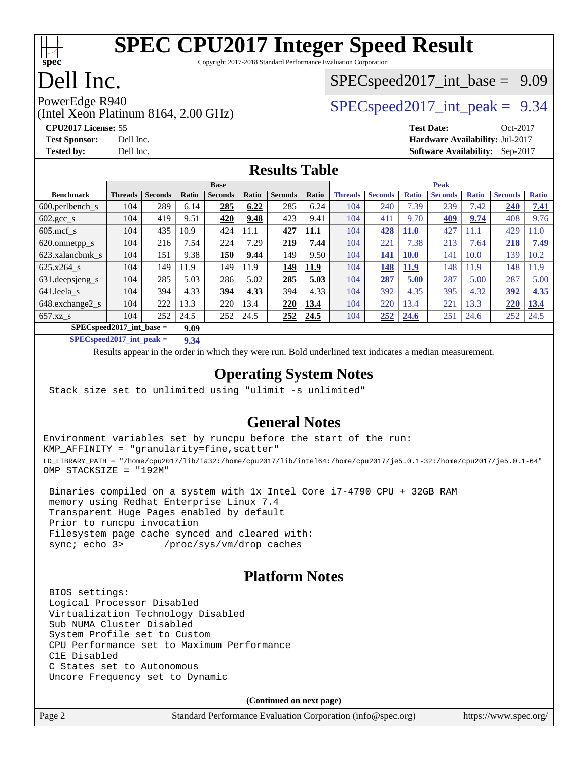# SPEC CPU2017 Integer Speed Result

Copyright 2017-2018 Standard Performance Evaluation Corporation

# Dell Inc.

PowerEdge R940
(Intel Xeon Platinum 8164, 2.00 GHz)

SPECspeed2017_int_base = 9.09

SPECspeed2017_int_peak = 9.34

**CPU2017 License:** 55
**Test Sponsor:** Dell Inc.
**Tested by:** Dell Inc.

**Test Date:** Oct-2017
**Hardware Availability:** Jul-2017
**Software Availability:** Sep-2017

## Results Table

| Benchmark | Base | | | | | | | Peak | | | | | | |
|---|---|---|---|---|---|---|---|---|---|---|---|---|---|---|
| | Threads | Seconds | Ratio | Seconds | Ratio | Seconds | Ratio | Threads | Seconds | Ratio | Seconds | Ratio | Seconds | Ratio |
| 600.perlbench_s | 104 | 289 | 6.14 | **285** | **6.22** | 285 | 6.24 | 104 | 240 | 7.39 | 239 | 7.42 | **240** | **7.41** |
| 602.gcc_s | 104 | 419 | 9.51 | **420** | **9.48** | 423 | 9.41 | 104 | 411 | 9.70 | **409** | **9.74** | 408 | 9.76 |
| 605.mcf_s | 104 | 435 | 10.9 | 424 | 11.1 | **427** | **11.1** | 104 | **428** | **11.0** | 427 | 11.1 | 429 | 11.0 |
| 620.omnetpp_s | 104 | 216 | 7.54 | 224 | 7.29 | **219** | **7.44** | 104 | 221 | 7.38 | 213 | 7.64 | **218** | **7.49** |
| 623.xalancbmk_s | 104 | 151 | 9.38 | **150** | **9.44** | 149 | 9.50 | 104 | **141** | **10.0** | 141 | 10.0 | 139 | 10.2 |
| 625.x264_s | 104 | 149 | 11.9 | 149 | 11.9 | **149** | **11.9** | 104 | **148** | **11.9** | 148 | 11.9 | 148 | 11.9 |
| 631.deepsjeng_s | 104 | 285 | 5.03 | 286 | 5.02 | **285** | **5.03** | 104 | **287** | **5.00** | 287 | 5.00 | 287 | 5.00 |
| 641.leela_s | 104 | 394 | 4.33 | **394** | **4.33** | 394 | 4.33 | 104 | 392 | 4.35 | 395 | 4.32 | **392** | **4.35** |
| 648.exchange2_s | 104 | 222 | 13.3 | 220 | 13.4 | **220** | **13.4** | 104 | 220 | 13.4 | 221 | 13.3 | **220** | **13.4** |
| 657.xz_s | 104 | 252 | 24.5 | 252 | 24.5 | **252** | **24.5** | 104 | **252** | **24.6** | 251 | 24.6 | 252 | 24.5 |

**SPECspeed2017_int_base = 9.09**

**SPECspeed2017_int_peak = 9.34**

Results appear in the order in which they were run. Bold underlined text indicates a median measurement.

## Operating System Notes

```
Stack size set to unlimited using "ulimit -s unlimited"
```

## General Notes

```
Environment variables set by runcpu before the start of the run:
KMP_AFFINITY = "granularity=fine,scatter"
LD_LIBRARY_PATH = "/home/cpu2017/lib/ia32:/home/cpu2017/lib/intel64:/home/cpu2017/je5.0.1-32:/home/cpu2017/je5.0.1-64"
OMP_STACKSIZE = "192M"

 Binaries compiled on a system with 1x Intel Core i7-4790 CPU + 32GB RAM
 memory using Redhat Enterprise Linux 7.4
 Transparent Huge Pages enabled by default
 Prior to runcpu invocation
 Filesystem page cache synced and cleared with:
 sync; echo 3>       /proc/sys/vm/drop_caches
```

## Platform Notes

```
BIOS settings:
Logical Processor Disabled
Virtualization Technology Disabled
Sub NUMA Cluster Disabled
System Profile set to Custom
CPU Performance set to Maximum Performance
C1E Disabled
C States set to Autonomous
Uncore Frequency set to Dynamic
```

**(Continued on next page)**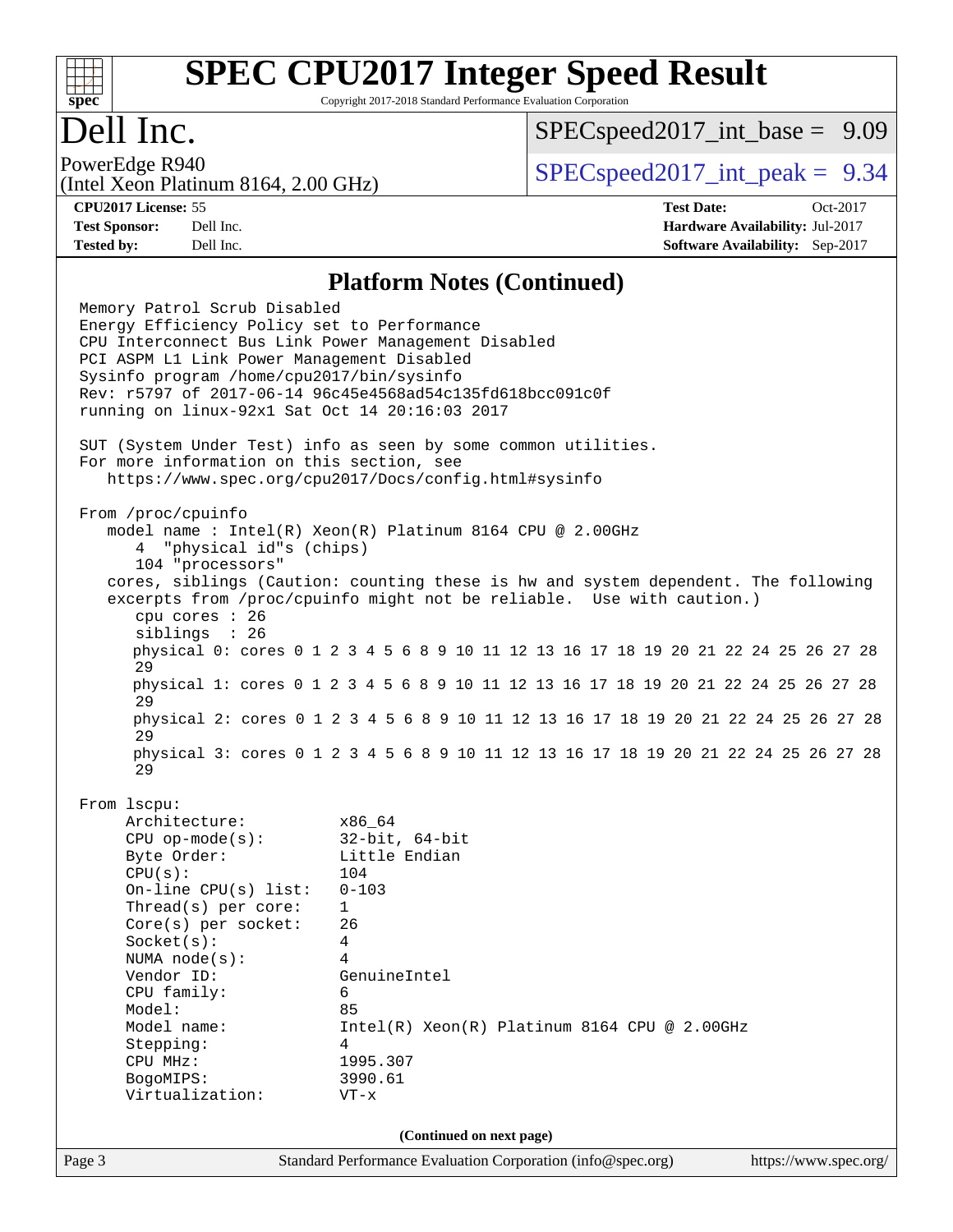# SPEC CPU2017 Integer Speed Result

Copyright 2017-2018 Standard Performance Evaluation Corporation

## Dell Inc.

PowerEdge R940
(Intel Xeon Platinum 8164, 2.00 GHz)

SPECspeed2017_int_base = 9.09

SPECspeed2017_int_peak = 9.34

**CPU2017 License:** 55
**Test Sponsor:** Dell Inc.
**Tested by:** Dell Inc.

**Test Date:** Oct-2017
**Hardware Availability:** Jul-2017
**Software Availability:** Sep-2017

### Platform Notes (Continued)

```
Memory Patrol Scrub Disabled
Energy Efficiency Policy set to Performance
CPU Interconnect Bus Link Power Management Disabled
PCI ASPM L1 Link Power Management Disabled
Sysinfo program /home/cpu2017/bin/sysinfo
Rev: r5797 of 2017-06-14 96c45e4568ad54c135fd618bcc091c0f
running on linux-92x1 Sat Oct 14 20:16:03 2017

SUT (System Under Test) info as seen by some common utilities.
For more information on this section, see
   https://www.spec.org/cpu2017/Docs/config.html#sysinfo

From /proc/cpuinfo
   model name : Intel(R) Xeon(R) Platinum 8164 CPU @ 2.00GHz
      4  "physical id"s (chips)
      104 "processors"
   cores, siblings (Caution: counting these is hw and system dependent. The following
   excerpts from /proc/cpuinfo might not be reliable.  Use with caution.)
      cpu cores : 26
      siblings  : 26
      physical 0: cores 0 1 2 3 4 5 6 8 9 10 11 12 13 16 17 18 19 20 21 22 24 25 26 27 28
      29
      physical 1: cores 0 1 2 3 4 5 6 8 9 10 11 12 13 16 17 18 19 20 21 22 24 25 26 27 28
      29
      physical 2: cores 0 1 2 3 4 5 6 8 9 10 11 12 13 16 17 18 19 20 21 22 24 25 26 27 28
      29
      physical 3: cores 0 1 2 3 4 5 6 8 9 10 11 12 13 16 17 18 19 20 21 22 24 25 26 27 28
      29

From lscpu:
     Architecture:          x86_64
     CPU op-mode(s):        32-bit, 64-bit
     Byte Order:            Little Endian
     CPU(s):                104
     On-line CPU(s) list:   0-103
     Thread(s) per core:    1
     Core(s) per socket:    26
     Socket(s):             4
     NUMA node(s):          4
     Vendor ID:             GenuineIntel
     CPU family:            6
     Model:                 85
     Model name:            Intel(R) Xeon(R) Platinum 8164 CPU @ 2.00GHz
     Stepping:              4
     CPU MHz:               1995.307
     BogoMIPS:              3990.61
     Virtualization:        VT-x
```

(Continued on next page)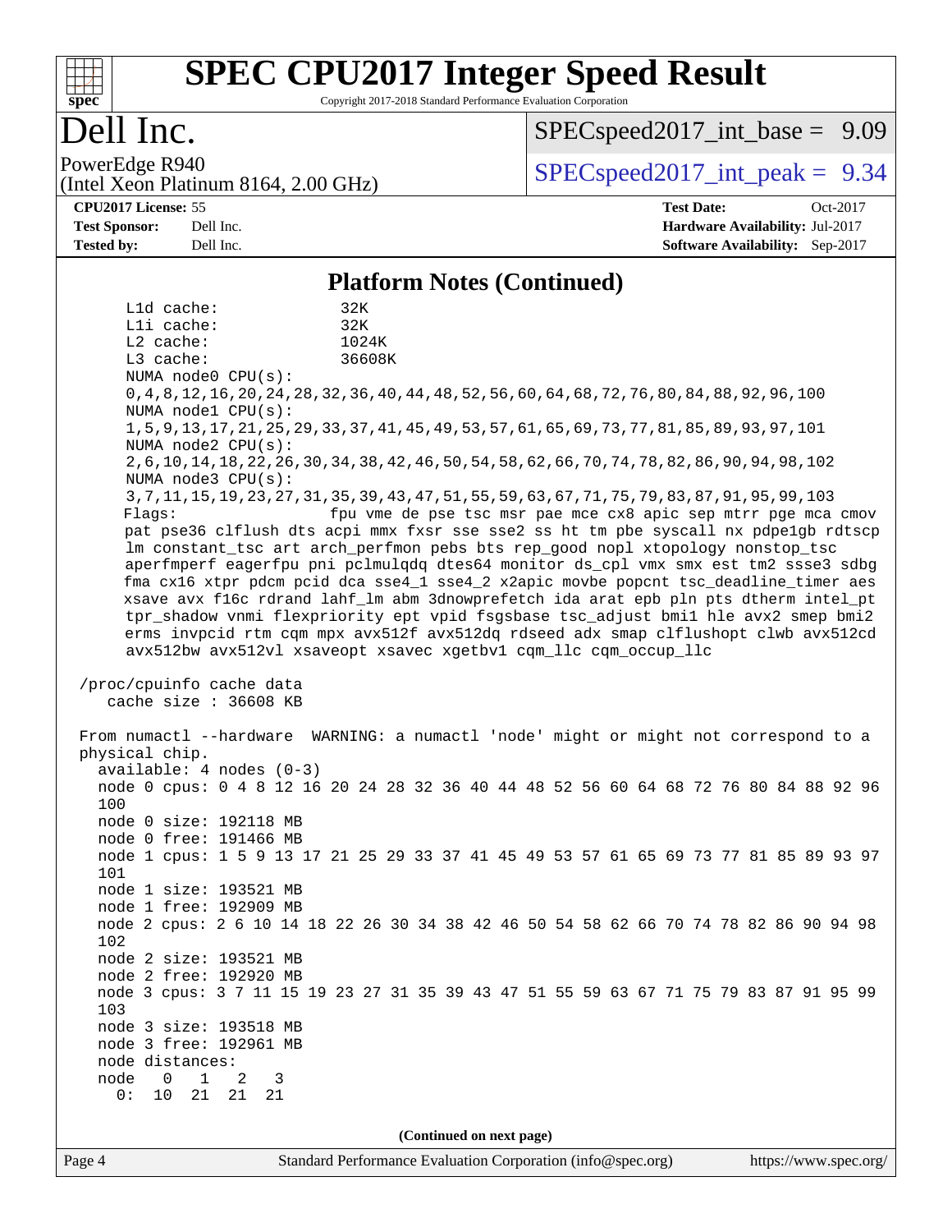# SPEC CPU2017 Integer Speed Result

Copyright 2017-2018 Standard Performance Evaluation Corporation

## Dell Inc.

PowerEdge R940
(Intel Xeon Platinum 8164, 2.00 GHz)

SPECspeed2017_int_base = 9.09

SPECspeed2017_int_peak = 9.34

**CPU2017 License:** 55
**Test Sponsor:** Dell Inc.
**Tested by:** Dell Inc.

**Test Date:** Oct-2017
**Hardware Availability:** Jul-2017
**Software Availability:** Sep-2017

### Platform Notes (Continued)

```
     L1d cache:             32K
     L1i cache:             32K
     L2 cache:              1024K
     L3 cache:              36608K
     NUMA node0 CPU(s):
     0,4,8,12,16,20,24,28,32,36,40,44,48,52,56,60,64,68,72,76,80,84,88,92,96,100
     NUMA node1 CPU(s):
     1,5,9,13,17,21,25,29,33,37,41,45,49,53,57,61,65,69,73,77,81,85,89,93,97,101
     NUMA node2 CPU(s):
     2,6,10,14,18,22,26,30,34,38,42,46,50,54,58,62,66,70,74,78,82,86,90,94,98,102
     NUMA node3 CPU(s):
     3,7,11,15,19,23,27,31,35,39,43,47,51,55,59,63,67,71,75,79,83,87,91,95,99,103
     Flags:                 fpu vme de pse tsc msr pae mce cx8 apic sep mtrr pge mca cmov
     pat pse36 clflush dts acpi mmx fxsr sse sse2 ss ht tm pbe syscall nx pdpe1gb rdtscp
     lm constant_tsc art arch_perfmon pebs bts rep_good nopl xtopology nonstop_tsc
     aperfmperf eagerfpu pni pclmulqdq dtes64 monitor ds_cpl vmx smx est tm2 ssse3 sdbg
     fma cx16 xtpr pdcm pcid dca sse4_1 sse4_2 x2apic movbe popcnt tsc_deadline_timer aes
     xsave avx f16c rdrand lahf_lm abm 3dnowprefetch ida arat epb pln pts dtherm intel_pt
     tpr_shadow vnmi flexpriority ept vpid fsgsbase tsc_adjust bmi1 hle avx2 smep bmi2
     erms invpcid rtm cqm mpx avx512f avx512dq rdseed adx smap clflushopt clwb avx512cd
     avx512bw avx512vl xsaveopt xsavec xgetbv1 cqm_llc cqm_occup_llc

 /proc/cpuinfo cache data
    cache size : 36608 KB

 From numactl --hardware  WARNING: a numactl 'node' might or might not correspond to a
 physical chip.
   available: 4 nodes (0-3)
   node 0 cpus: 0 4 8 12 16 20 24 28 32 36 40 44 48 52 56 60 64 68 72 76 80 84 88 92 96
   100
   node 0 size: 192118 MB
   node 0 free: 191466 MB
   node 1 cpus: 1 5 9 13 17 21 25 29 33 37 41 45 49 53 57 61 65 69 73 77 81 85 89 93 97
   101
   node 1 size: 193521 MB
   node 1 free: 192909 MB
   node 2 cpus: 2 6 10 14 18 22 26 30 34 38 42 46 50 54 58 62 66 70 74 78 82 86 90 94 98
   102
   node 2 size: 193521 MB
   node 2 free: 192920 MB
   node 3 cpus: 3 7 11 15 19 23 27 31 35 39 43 47 51 55 59 63 67 71 75 79 83 87 91 95 99
   103
   node 3 size: 193518 MB
   node 3 free: 192961 MB
   node distances:
   node   0   1   2   3
     0:  10  21  21  21
```

(Continued on next page)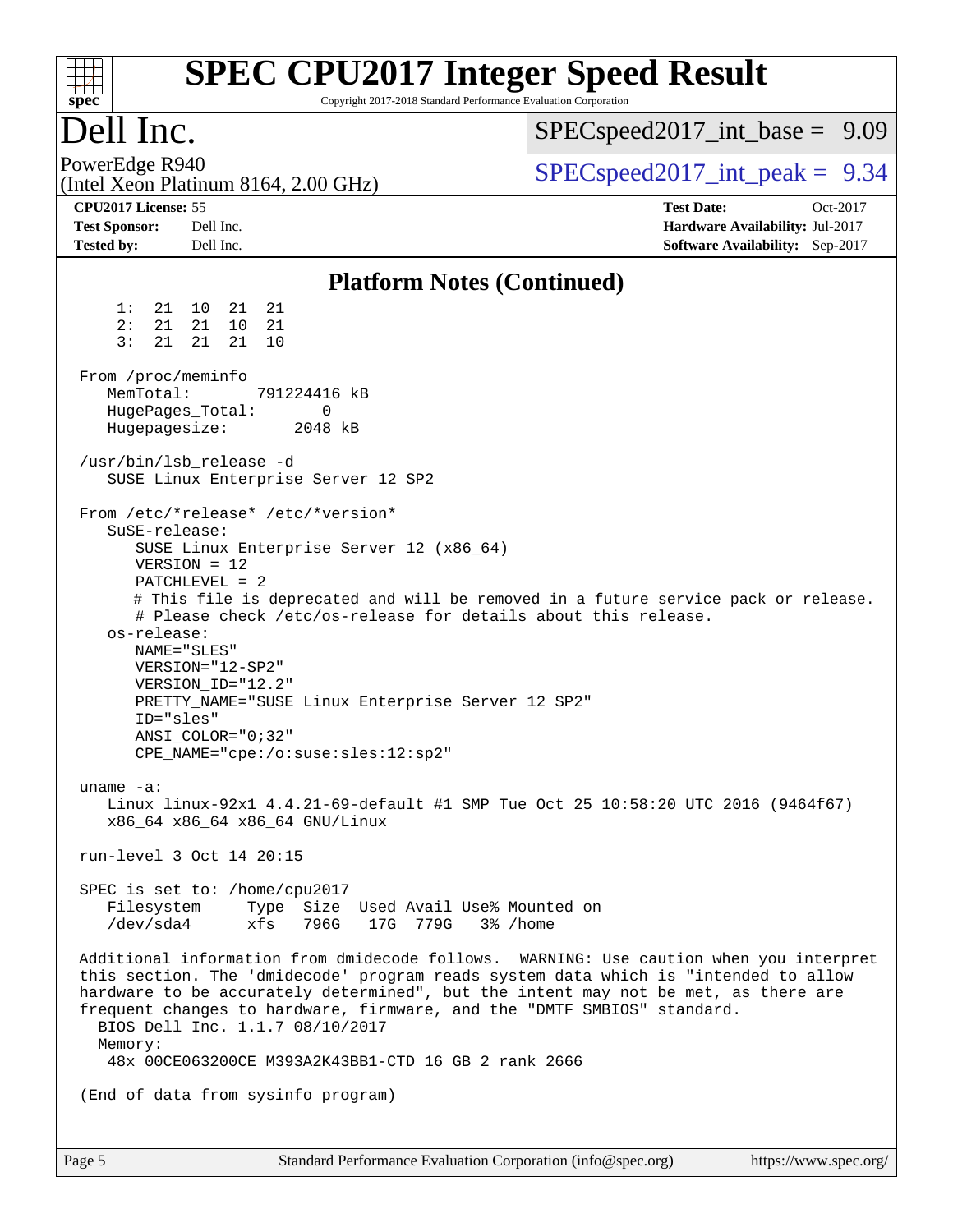# SPEC CPU2017 Integer Speed Result

Copyright 2017-2018 Standard Performance Evaluation Corporation

## Dell Inc.

PowerEdge R940
(Intel Xeon Platinum 8164, 2.00 GHz)

SPECspeed2017_int_base = 9.09

SPECspeed2017_int_peak = 9.34

**CPU2017 License:** 55
**Test Sponsor:** Dell Inc.
**Tested by:** Dell Inc.

**Test Date:** Oct-2017
**Hardware Availability:** Jul-2017
**Software Availability:** Sep-2017

### Platform Notes (Continued)

```
     1:  21  10  21  21
     2:  21  21  10  21
     3:  21  21  21  10

 From /proc/meminfo
    MemTotal:       791224416 kB
    HugePages_Total:       0
    Hugepagesize:       2048 kB

 /usr/bin/lsb_release -d
    SUSE Linux Enterprise Server 12 SP2

 From /etc/*release* /etc/*version*
    SuSE-release:
       SUSE Linux Enterprise Server 12 (x86_64)
       VERSION = 12
       PATCHLEVEL = 2
       # This file is deprecated and will be removed in a future service pack or release.
       # Please check /etc/os-release for details about this release.
    os-release:
       NAME="SLES"
       VERSION="12-SP2"
       VERSION_ID="12.2"
       PRETTY_NAME="SUSE Linux Enterprise Server 12 SP2"
       ID="sles"
       ANSI_COLOR="0;32"
       CPE_NAME="cpe:/o:suse:sles:12:sp2"

 uname -a:
    Linux linux-92x1 4.4.21-69-default #1 SMP Tue Oct 25 10:58:20 UTC 2016 (9464f67)
    x86_64 x86_64 x86_64 GNU/Linux

 run-level 3 Oct 14 20:15

 SPEC is set to: /home/cpu2017
    Filesystem     Type  Size  Used Avail Use% Mounted on
    /dev/sda4      xfs   796G   17G  779G   3% /home

 Additional information from dmidecode follows.  WARNING: Use caution when you interpret
 this section. The 'dmidecode' program reads system data which is "intended to allow
 hardware to be accurately determined", but the intent may not be met, as there are
 frequent changes to hardware, firmware, and the "DMTF SMBIOS" standard.
   BIOS Dell Inc. 1.1.7 08/10/2017
   Memory:
    48x 00CE063200CE M393A2K43BB1-CTD 16 GB 2 rank 2666

 (End of data from sysinfo program)
```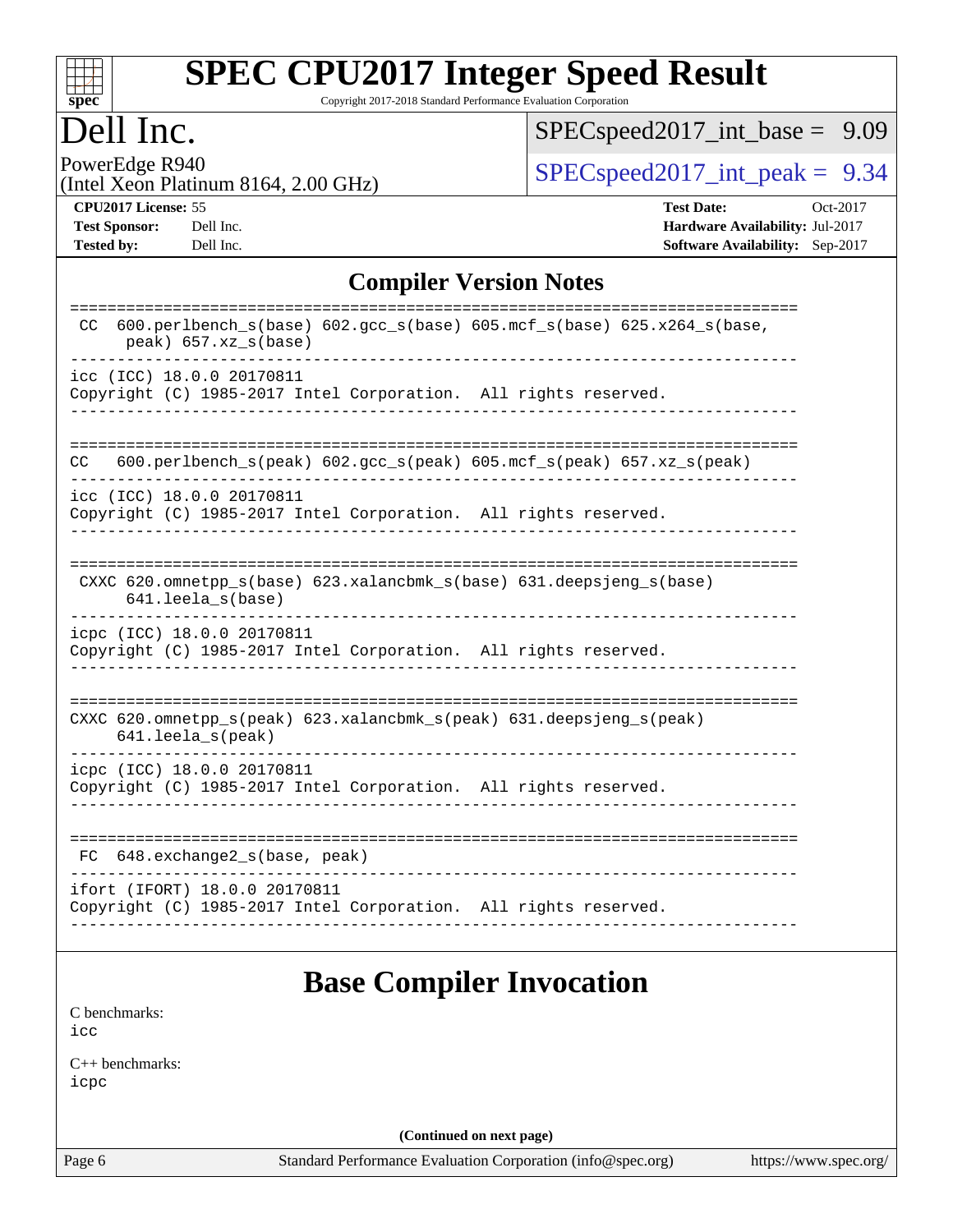# SPEC CPU2017 Integer Speed Result

Copyright 2017-2018 Standard Performance Evaluation Corporation

## Dell Inc.

PowerEdge R940
(Intel Xeon Platinum 8164, 2.00 GHz)

SPECspeed2017_int_base = 9.09

SPECspeed2017_int_peak = 9.34

**CPU2017 License:** 55
**Test Sponsor:** Dell Inc.
**Tested by:** Dell Inc.

**Test Date:** Oct-2017
**Hardware Availability:** Jul-2017
**Software Availability:** Sep-2017

## Compiler Version Notes

```
==============================================================================
 CC  600.perlbench_s(base) 602.gcc_s(base) 605.mcf_s(base) 625.x264_s(base,
      peak) 657.xz_s(base)
------------------------------------------------------------------------------
icc (ICC) 18.0.0 20170811
Copyright (C) 1985-2017 Intel Corporation.  All rights reserved.
------------------------------------------------------------------------------

==============================================================================
CC   600.perlbench_s(peak) 602.gcc_s(peak) 605.mcf_s(peak) 657.xz_s(peak)
------------------------------------------------------------------------------
icc (ICC) 18.0.0 20170811
Copyright (C) 1985-2017 Intel Corporation.  All rights reserved.
------------------------------------------------------------------------------

==============================================================================
 CXXC 620.omnetpp_s(base) 623.xalancbmk_s(base) 631.deepsjeng_s(base)
      641.leela_s(base)
------------------------------------------------------------------------------
icpc (ICC) 18.0.0 20170811
Copyright (C) 1985-2017 Intel Corporation.  All rights reserved.
------------------------------------------------------------------------------

==============================================================================
CXXC 620.omnetpp_s(peak) 623.xalancbmk_s(peak) 631.deepsjeng_s(peak)
     641.leela_s(peak)
------------------------------------------------------------------------------
icpc (ICC) 18.0.0 20170811
Copyright (C) 1985-2017 Intel Corporation.  All rights reserved.
------------------------------------------------------------------------------

==============================================================================
 FC  648.exchange2_s(base, peak)
------------------------------------------------------------------------------
ifort (IFORT) 18.0.0 20170811
Copyright (C) 1985-2017 Intel Corporation.  All rights reserved.
------------------------------------------------------------------------------
```

## Base Compiler Invocation

C benchmarks:
icc

C++ benchmarks:
icpc

**(Continued on next page)**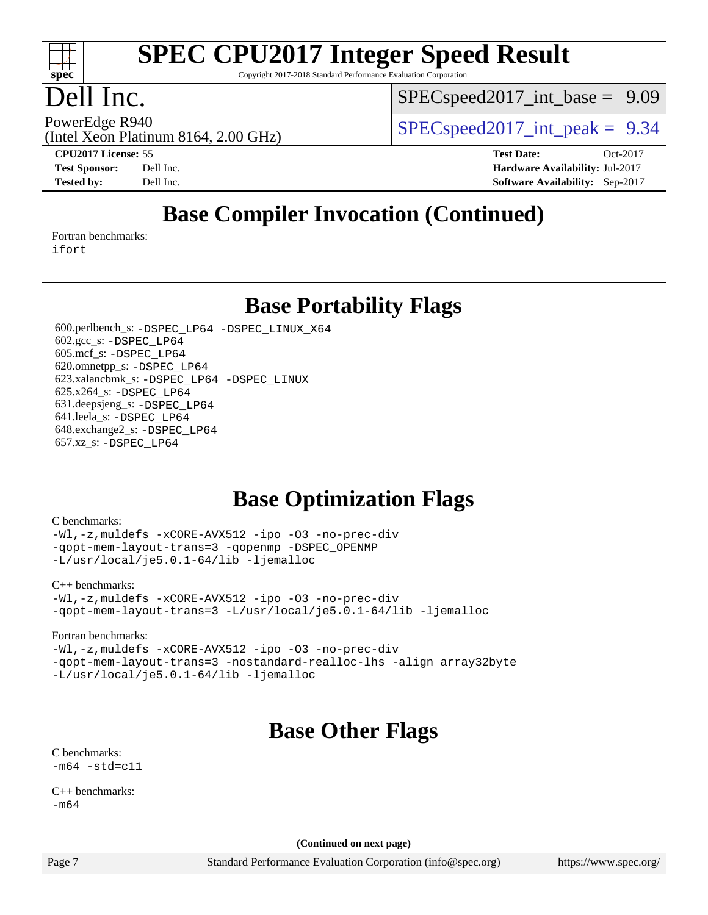## Base Compiler Invocation (Continued)

Fortran benchmarks:
ifort

## Base Portability Flags

600.perlbench_s: -DSPEC_LP64 -DSPEC_LINUX_X64
602.gcc_s: -DSPEC_LP64
605.mcf_s: -DSPEC_LP64
620.omnetpp_s: -DSPEC_LP64
623.xalancbmk_s: -DSPEC_LP64 -DSPEC_LINUX
625.x264_s: -DSPEC_LP64
631.deepsjeng_s: -DSPEC_LP64
641.leela_s: -DSPEC_LP64
648.exchange2_s: -DSPEC_LP64
657.xz_s: -DSPEC_LP64

## Base Optimization Flags

C benchmarks:
-Wl,-z,muldefs -xCORE-AVX512 -ipo -O3 -no-prec-div
-qopt-mem-layout-trans=3 -qopenmp -DSPEC_OPENMP
-L/usr/local/je5.0.1-64/lib -ljemalloc

C++ benchmarks:
-Wl,-z,muldefs -xCORE-AVX512 -ipo -O3 -no-prec-div
-qopt-mem-layout-trans=3 -L/usr/local/je5.0.1-64/lib -ljemalloc

Fortran benchmarks:
-Wl,-z,muldefs -xCORE-AVX512 -ipo -O3 -no-prec-div
-qopt-mem-layout-trans=3 -nostandard-realloc-lhs -align array32byte
-L/usr/local/je5.0.1-64/lib -ljemalloc

## Base Other Flags

C benchmarks:
-m64 -std=c11

C++ benchmarks:
-m64

(Continued on next page)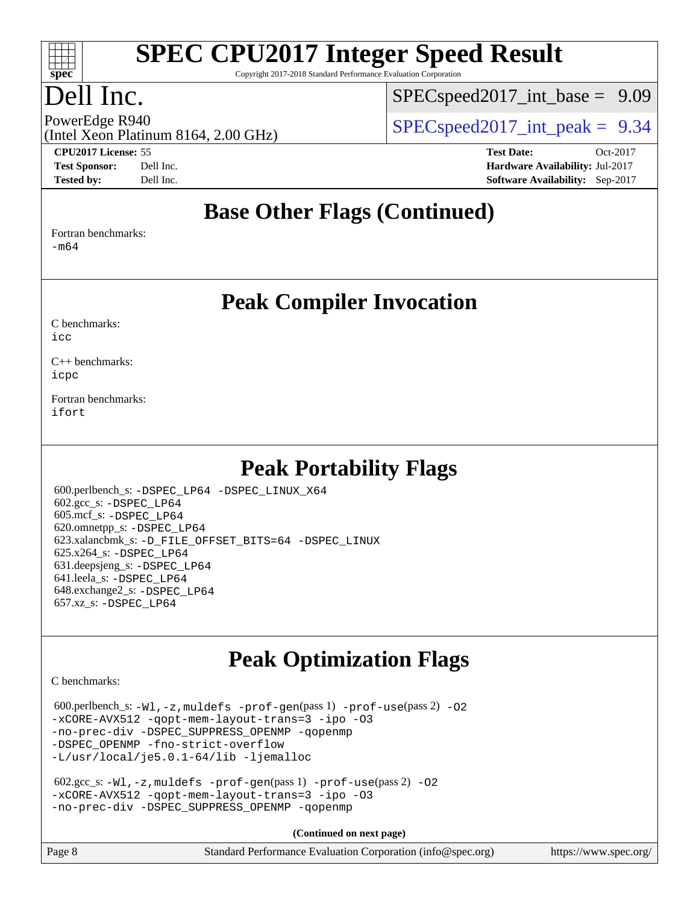# Base Other Flags (Continued)

Fortran benchmarks:
-m64

# Peak Compiler Invocation

C benchmarks:
icc

C++ benchmarks:
icpc

Fortran benchmarks:
ifort

# Peak Portability Flags

600.perlbench_s: -DSPEC_LP64 -DSPEC_LINUX_X64
602.gcc_s: -DSPEC_LP64
605.mcf_s: -DSPEC_LP64
620.omnetpp_s: -DSPEC_LP64
623.xalancbmk_s: -D_FILE_OFFSET_BITS=64 -DSPEC_LINUX
625.x264_s: -DSPEC_LP64
631.deepsjeng_s: -DSPEC_LP64
641.leela_s: -DSPEC_LP64
648.exchange2_s: -DSPEC_LP64
657.xz_s: -DSPEC_LP64

# Peak Optimization Flags

C benchmarks:

600.perlbench_s: -Wl,-z,muldefs -prof-gen(pass 1) -prof-use(pass 2) -O2
-xCORE-AVX512 -qopt-mem-layout-trans=3 -ipo -O3
-no-prec-div -DSPEC_SUPPRESS_OPENMP -qopenmp
-DSPEC_OPENMP -fno-strict-overflow
-L/usr/local/je5.0.1-64/lib -ljemalloc

602.gcc_s: -Wl,-z,muldefs -prof-gen(pass 1) -prof-use(pass 2) -O2
-xCORE-AVX512 -qopt-mem-layout-trans=3 -ipo -O3
-no-prec-div -DSPEC_SUPPRESS_OPENMP -qopenmp

**(Continued on next page)**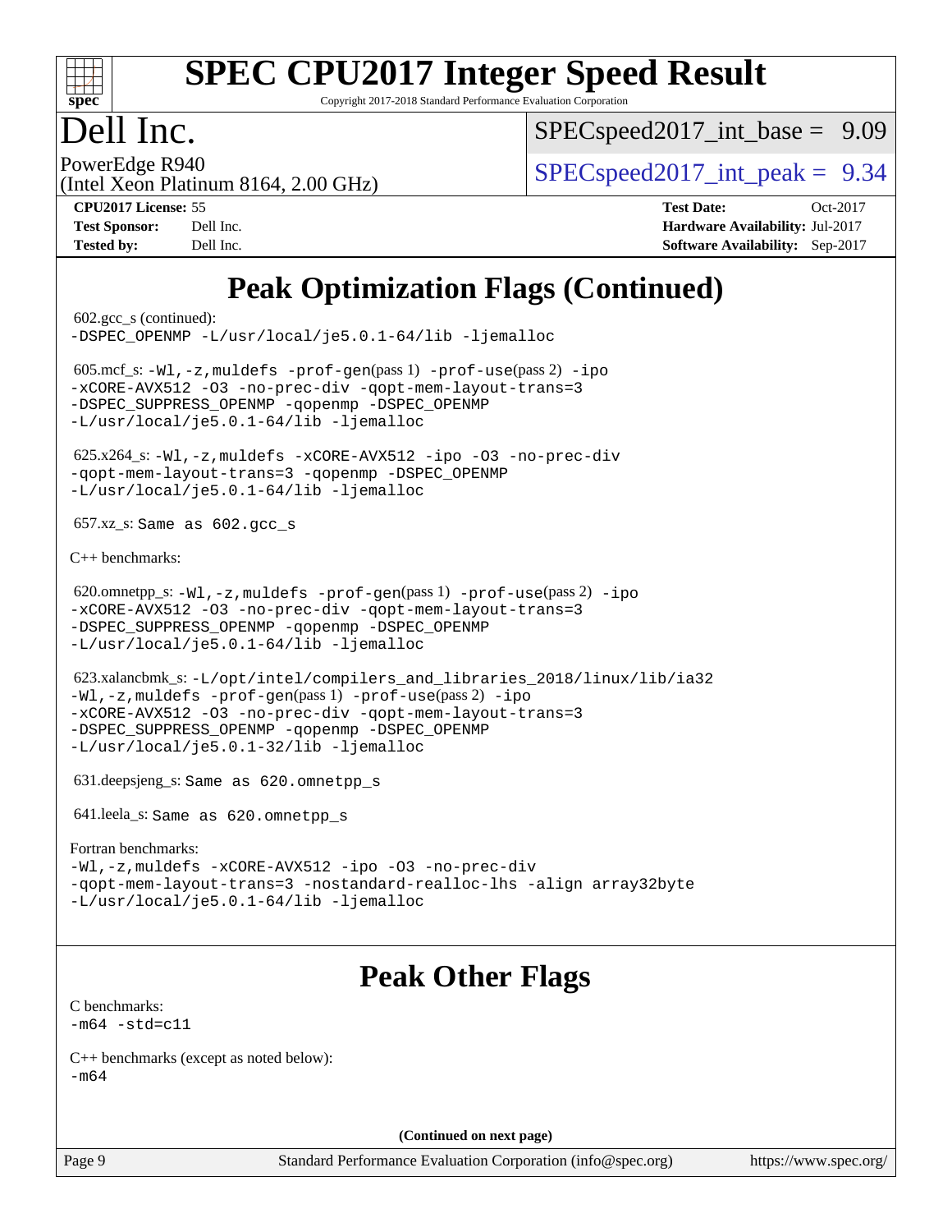# Peak Optimization Flags (Continued)

602.gcc_s (continued):
-DSPEC_OPENMP -L/usr/local/je5.0.1-64/lib -ljemalloc

605.mcf_s: -Wl,-z,muldefs -prof-gen(pass 1) -prof-use(pass 2) -ipo
-xCORE-AVX512 -O3 -no-prec-div -qopt-mem-layout-trans=3
-DSPEC_SUPPRESS_OPENMP -qopenmp -DSPEC_OPENMP
-L/usr/local/je5.0.1-64/lib -ljemalloc

625.x264_s: -Wl,-z,muldefs -xCORE-AVX512 -ipo -O3 -no-prec-div
-qopt-mem-layout-trans=3 -qopenmp -DSPEC_OPENMP
-L/usr/local/je5.0.1-64/lib -ljemalloc

657.xz_s: Same as 602.gcc_s

C++ benchmarks:

620.omnetpp_s: -Wl,-z,muldefs -prof-gen(pass 1) -prof-use(pass 2) -ipo
-xCORE-AVX512 -O3 -no-prec-div -qopt-mem-layout-trans=3
-DSPEC_SUPPRESS_OPENMP -qopenmp -DSPEC_OPENMP
-L/usr/local/je5.0.1-64/lib -ljemalloc

623.xalancbmk_s: -L/opt/intel/compilers_and_libraries_2018/linux/lib/ia32
-Wl,-z,muldefs -prof-gen(pass 1) -prof-use(pass 2) -ipo
-xCORE-AVX512 -O3 -no-prec-div -qopt-mem-layout-trans=3
-DSPEC_SUPPRESS_OPENMP -qopenmp -DSPEC_OPENMP
-L/usr/local/je5.0.1-32/lib -ljemalloc

631.deepsjeng_s: Same as 620.omnetpp_s

641.leela_s: Same as 620.omnetpp_s

Fortran benchmarks:
-Wl,-z,muldefs -xCORE-AVX512 -ipo -O3 -no-prec-div
-qopt-mem-layout-trans=3 -nostandard-realloc-lhs -align array32byte
-L/usr/local/je5.0.1-64/lib -ljemalloc

# Peak Other Flags

C benchmarks:
-m64 -std=c11

C++ benchmarks (except as noted below):
-m64

(Continued on next page)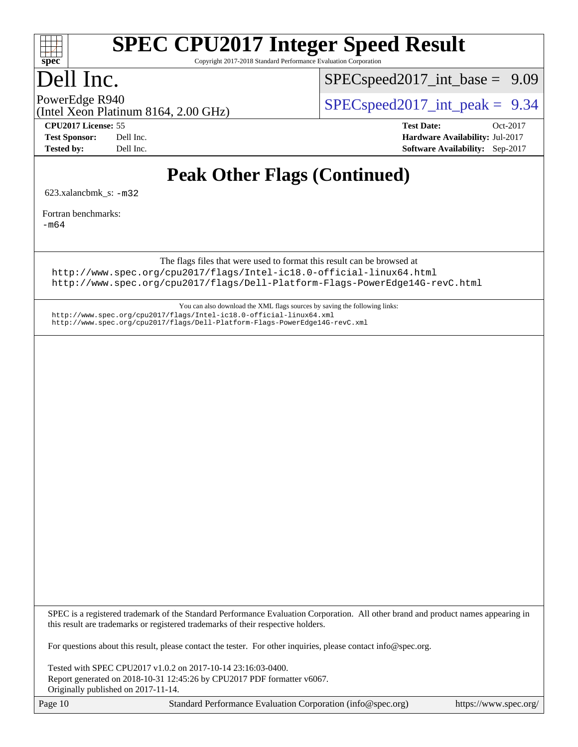## Peak Other Flags (Continued)

623.xalancbmk_s: -m32

Fortran benchmarks:
-m64

The flags files that were used to format this result can be browsed at
http://www.spec.org/cpu2017/flags/Intel-ic18.0-official-linux64.html
http://www.spec.org/cpu2017/flags/Dell-Platform-Flags-PowerEdge14G-revC.html

You can also download the XML flags sources by saving the following links:
http://www.spec.org/cpu2017/flags/Intel-ic18.0-official-linux64.xml
http://www.spec.org/cpu2017/flags/Dell-Platform-Flags-PowerEdge14G-revC.xml

SPEC is a registered trademark of the Standard Performance Evaluation Corporation. All other brand and product names appearing in this result are trademarks or registered trademarks of their respective holders.

For questions about this result, please contact the tester. For other inquiries, please contact info@spec.org.

Tested with SPEC CPU2017 v1.0.2 on 2017-10-14 23:16:03-0400.
Report generated on 2018-10-31 12:45:26 by CPU2017 PDF formatter v6067.
Originally published on 2017-11-14.